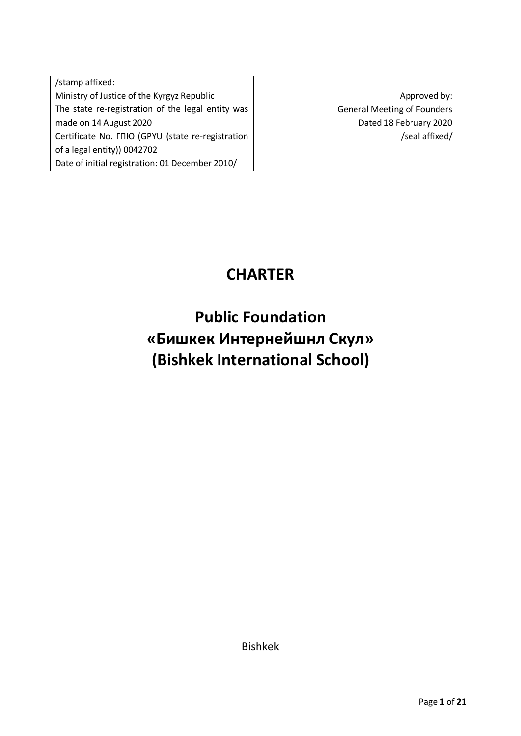/stamp affixed:
Ministry of Justice of the Kyrgyz Republic
The state re-registration of the legal entity was made on 14 August 2020
Certificate No. ГПЮ (GPYU (state re-registration of a legal entity)) 0042702
Date of initial registration: 01 December 2010/

Approved by:
General Meeting of Founders
Dated 18 February 2020
/seal affixed/

# CHARTER

# Public Foundation «Бишкек Интернейшнл Скул» (Bishkek International School)

Bishkek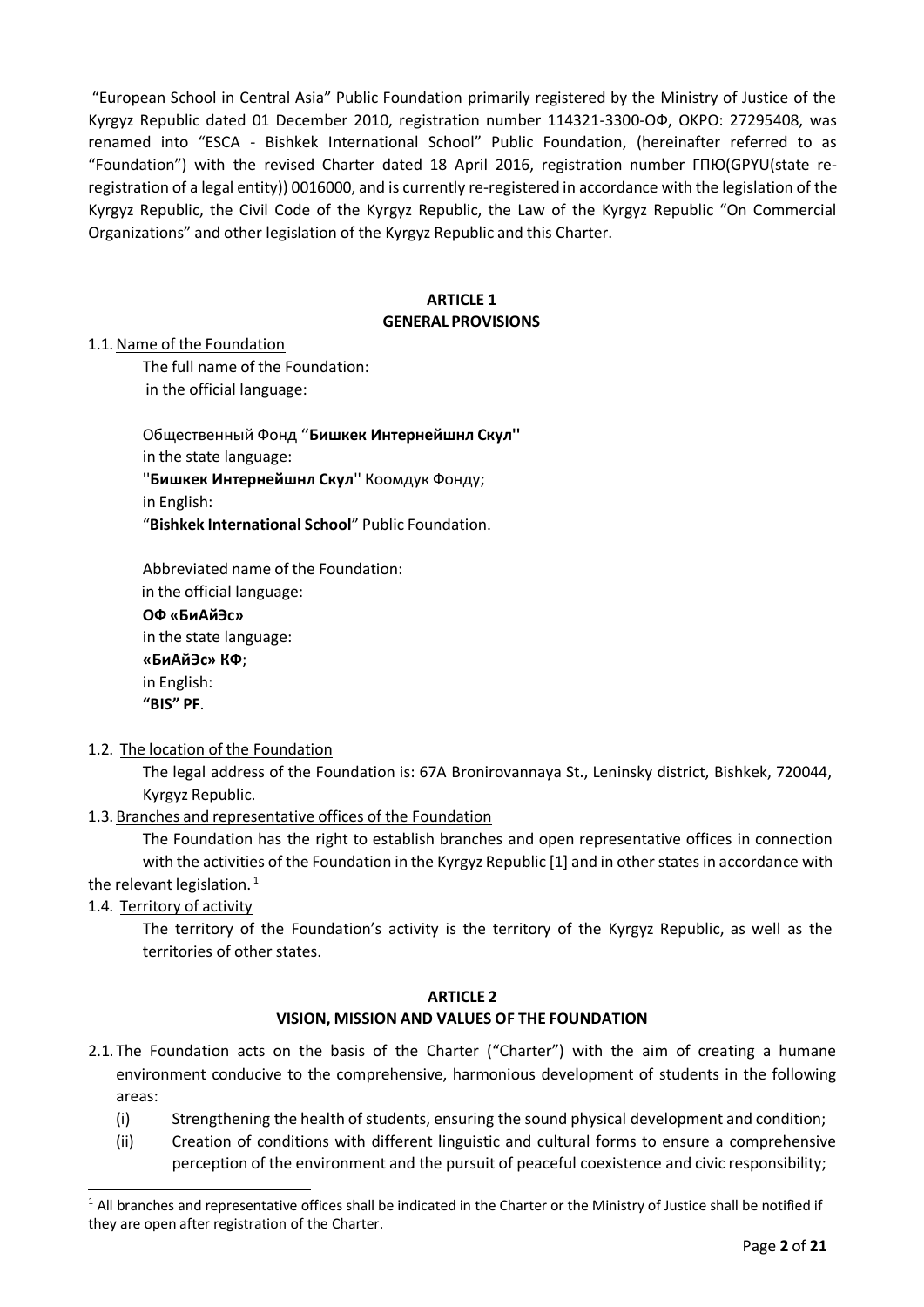"European School in Central Asia" Public Foundation primarily registered by the Ministry of Justice of the Kyrgyz Republic dated 01 December 2010, registration number 114321-3300-ОФ, OKPO: 27295408, was renamed into "ESCA - Bishkek International School" Public Foundation, (hereinafter referred to as "Foundation") with the revised Charter dated 18 April 2016, registration number ГПЮ(GPYU(state re-registration of a legal entity)) 0016000, and is currently re-registered in accordance with the legislation of the Kyrgyz Republic, the Civil Code of the Kyrgyz Republic, the Law of the Kyrgyz Republic "On Commercial Organizations" and other legislation of the Kyrgyz Republic and this Charter.

## ARTICLE 1
## GENERAL PROVISIONS

1.1. Name of the Foundation

The full name of the Foundation:
in the official language:

Общественный Фонд ''**Бишкек Интернейшнл Скул**''
in the state language:
''**Бишкек Интернейшнл Скул**'' Коомдук Фонду;
in English:
"**Bishkek International School**" Public Foundation.

Abbreviated name of the Foundation:
in the official language:
**ОФ «БиАйЭс»**
in the state language:
**«БиАйЭс» КФ**;
in English:
**"BIS" PF**.

1.2. The location of the Foundation

The legal address of the Foundation is: 67A Bronirovannaya St., Leninsky district, Bishkek, 720044, Kyrgyz Republic.

1.3. Branches and representative offices of the Foundation

The Foundation has the right to establish branches and open representative offices in connection with the activities of the Foundation in the Kyrgyz Republic [1] and in other states in accordance with the relevant legislation. [1]

1.4. Territory of activity

The territory of the Foundation's activity is the territory of the Kyrgyz Republic, as well as the territories of other states.

## ARTICLE 2
## VISION, MISSION AND VALUES OF THE FOUNDATION

2.1. The Foundation acts on the basis of the Charter ("Charter") with the aim of creating a humane environment conducive to the comprehensive, harmonious development of students in the following areas:

(i) Strengthening the health of students, ensuring the sound physical development and condition;

(ii) Creation of conditions with different linguistic and cultural forms to ensure a comprehensive perception of the environment and the pursuit of peaceful coexistence and civic responsibility;

---

[1] All branches and representative offices shall be indicated in the Charter or the Ministry of Justice shall be notified if they are open after registration of the Charter.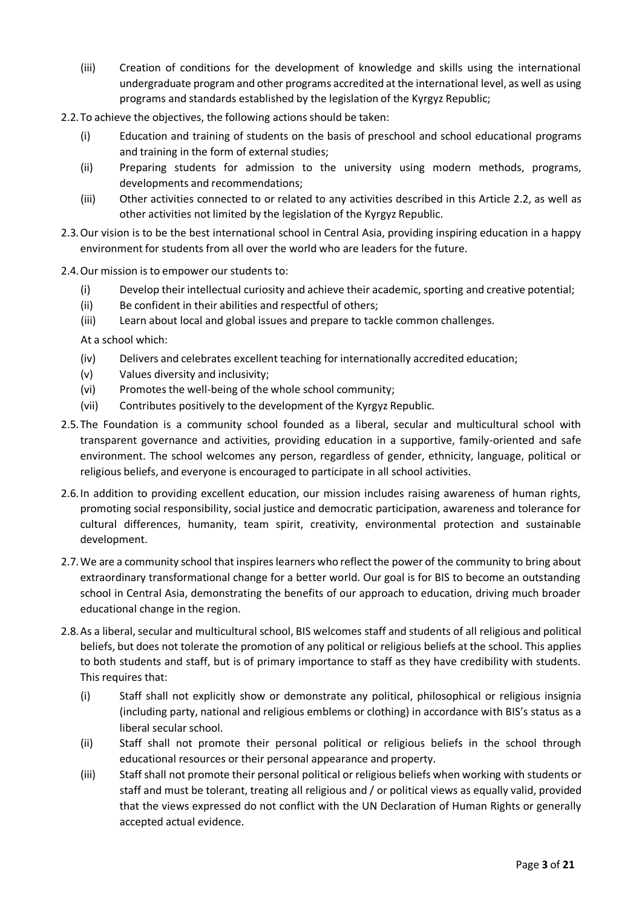(iii) Creation of conditions for the development of knowledge and skills using the international undergraduate program and other programs accredited at the international level, as well as using programs and standards established by the legislation of the Kyrgyz Republic;

2.2. To achieve the objectives, the following actions should be taken:

(i) Education and training of students on the basis of preschool and school educational programs and training in the form of external studies;

(ii) Preparing students for admission to the university using modern methods, programs, developments and recommendations;

(iii) Other activities connected to or related to any activities described in this Article 2.2, as well as other activities not limited by the legislation of the Kyrgyz Republic.

2.3. Our vision is to be the best international school in Central Asia, providing inspiring education in a happy environment for students from all over the world who are leaders for the future.

2.4. Our mission is to empower our students to:

(i) Develop their intellectual curiosity and achieve their academic, sporting and creative potential;

(ii) Be confident in their abilities and respectful of others;

(iii) Learn about local and global issues and prepare to tackle common challenges.

At a school which:

(iv) Delivers and celebrates excellent teaching for internationally accredited education;

(v) Values diversity and inclusivity;

(vi) Promotes the well-being of the whole school community;

(vii) Contributes positively to the development of the Kyrgyz Republic.

2.5. The Foundation is a community school founded as a liberal, secular and multicultural school with transparent governance and activities, providing education in a supportive, family-oriented and safe environment. The school welcomes any person, regardless of gender, ethnicity, language, political or religious beliefs, and everyone is encouraged to participate in all school activities.

2.6. In addition to providing excellent education, our mission includes raising awareness of human rights, promoting social responsibility, social justice and democratic participation, awareness and tolerance for cultural differences, humanity, team spirit, creativity, environmental protection and sustainable development.

2.7. We are a community school that inspires learners who reflect the power of the community to bring about extraordinary transformational change for a better world. Our goal is for BIS to become an outstanding school in Central Asia, demonstrating the benefits of our approach to education, driving much broader educational change in the region.

2.8. As a liberal, secular and multicultural school, BIS welcomes staff and students of all religious and political beliefs, but does not tolerate the promotion of any political or religious beliefs at the school. This applies to both students and staff, but is of primary importance to staff as they have credibility with students. This requires that:

(i) Staff shall not explicitly show or demonstrate any political, philosophical or religious insignia (including party, national and religious emblems or clothing) in accordance with BIS's status as a liberal secular school.

(ii) Staff shall not promote their personal political or religious beliefs in the school through educational resources or their personal appearance and property.

(iii) Staff shall not promote their personal political or religious beliefs when working with students or staff and must be tolerant, treating all religious and / or political views as equally valid, provided that the views expressed do not conflict with the UN Declaration of Human Rights or generally accepted actual evidence.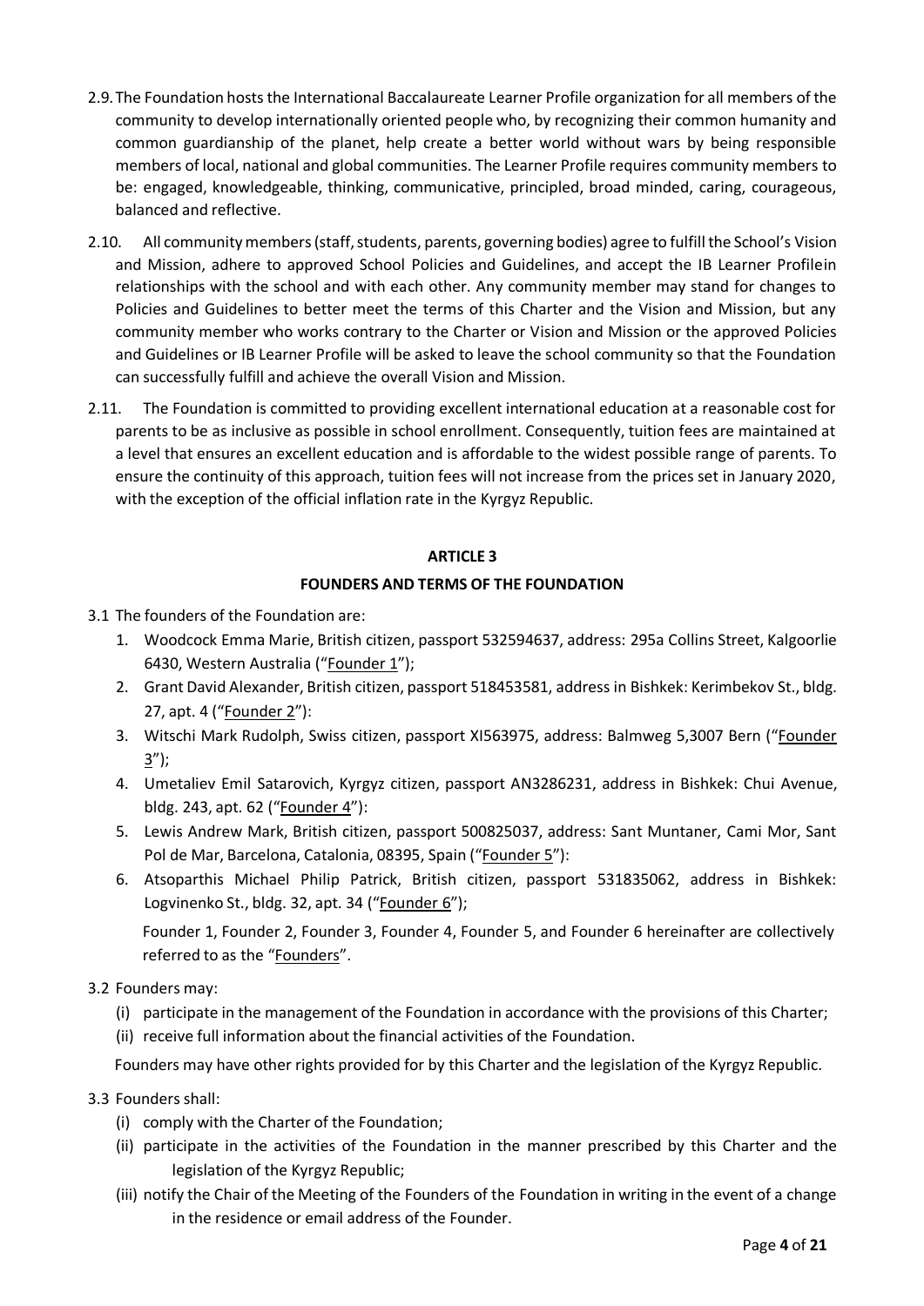2.9. The Foundation hosts the International Baccalaureate Learner Profile organization for all members of the community to develop internationally oriented people who, by recognizing their common humanity and common guardianship of the planet, help create a better world without wars by being responsible members of local, national and global communities. The Learner Profile requires community members to be: engaged, knowledgeable, thinking, communicative, principled, broad minded, caring, courageous, balanced and reflective.

2.10. All community members (staff, students, parents, governing bodies) agree to fulfill the School's Vision and Mission, adhere to approved School Policies and Guidelines, and accept the IB Learner Profilein relationships with the school and with each other. Any community member may stand for changes to Policies and Guidelines to better meet the terms of this Charter and the Vision and Mission, but any community member who works contrary to the Charter or Vision and Mission or the approved Policies and Guidelines or IB Learner Profile will be asked to leave the school community so that the Foundation can successfully fulfill and achieve the overall Vision and Mission.

2.11. The Foundation is committed to providing excellent international education at a reasonable cost for parents to be as inclusive as possible in school enrollment. Consequently, tuition fees are maintained at a level that ensures an excellent education and is affordable to the widest possible range of parents. To ensure the continuity of this approach, tuition fees will not increase from the prices set in January 2020, with the exception of the official inflation rate in the Kyrgyz Republic.

**ARTICLE 3**

**FOUNDERS AND TERMS OF THE FOUNDATION**

3.1 The founders of the Foundation are:

1. Woodcock Emma Marie, British citizen, passport 532594637, address: 295a Collins Street, Kalgoorlie 6430, Western Australia ("Founder 1");
2. Grant David Alexander, British citizen, passport 518453581, address in Bishkek: Kerimbekov St., bldg. 27, apt. 4 ("Founder 2"):
3. Witschi Mark Rudolph, Swiss citizen, passport XI563975, address: Balmweg 5,3007 Bern ("Founder 3");
4. Umetaliev Emil Satarovich, Kyrgyz citizen, passport AN3286231, address in Bishkek: Chui Avenue, bldg. 243, apt. 62 ("Founder 4"):
5. Lewis Andrew Mark, British citizen, passport 500825037, address: Sant Muntaner, Cami Mor, Sant Pol de Mar, Barcelona, Catalonia, 08395, Spain ("Founder 5"):
6. Atsoparthis Michael Philip Patrick, British citizen, passport 531835062, address in Bishkek: Logvinenko St., bldg. 32, apt. 34 ("Founder 6");

Founder 1, Founder 2, Founder 3, Founder 4, Founder 5, and Founder 6 hereinafter are collectively referred to as the "Founders".

3.2 Founders may:

(i) participate in the management of the Foundation in accordance with the provisions of this Charter;
(ii) receive full information about the financial activities of the Foundation.

Founders may have other rights provided for by this Charter and the legislation of the Kyrgyz Republic.

3.3 Founders shall:

(i) comply with the Charter of the Foundation;
(ii) participate in the activities of the Foundation in the manner prescribed by this Charter and the legislation of the Kyrgyz Republic;
(iii) notify the Chair of the Meeting of the Founders of the Foundation in writing in the event of a change in the residence or email address of the Founder.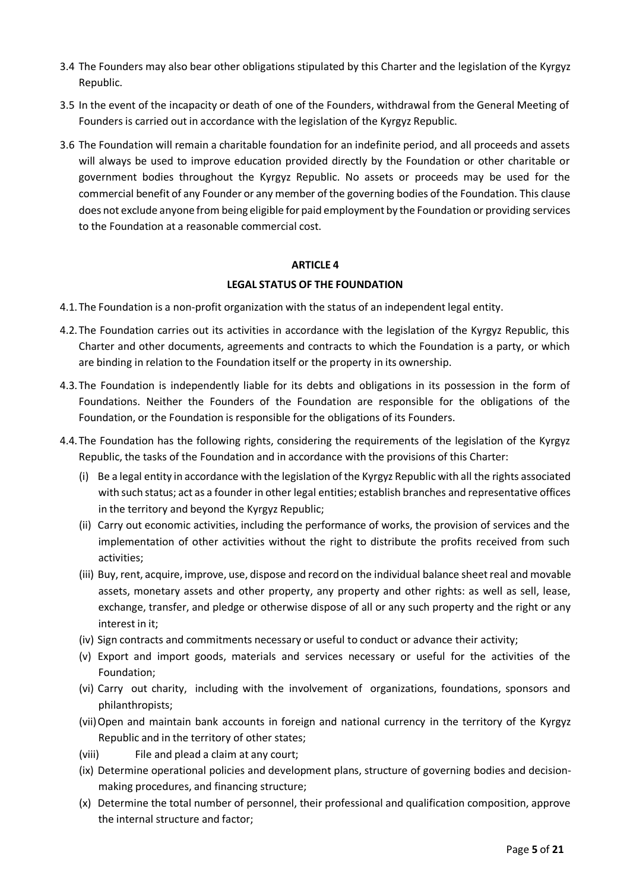3.4 The Founders may also bear other obligations stipulated by this Charter and the legislation of the Kyrgyz Republic.

3.5 In the event of the incapacity or death of one of the Founders, withdrawal from the General Meeting of Founders is carried out in accordance with the legislation of the Kyrgyz Republic.

3.6 The Foundation will remain a charitable foundation for an indefinite period, and all proceeds and assets will always be used to improve education provided directly by the Foundation or other charitable or government bodies throughout the Kyrgyz Republic. No assets or proceeds may be used for the commercial benefit of any Founder or any member of the governing bodies of the Foundation. This clause does not exclude anyone from being eligible for paid employment by the Foundation or providing services to the Foundation at a reasonable commercial cost.

## ARTICLE 4

## LEGAL STATUS OF THE FOUNDATION

4.1. The Foundation is a non-profit organization with the status of an independent legal entity.

4.2. The Foundation carries out its activities in accordance with the legislation of the Kyrgyz Republic, this Charter and other documents, agreements and contracts to which the Foundation is a party, or which are binding in relation to the Foundation itself or the property in its ownership.

4.3. The Foundation is independently liable for its debts and obligations in its possession in the form of Foundations. Neither the Founders of the Foundation are responsible for the obligations of the Foundation, or the Foundation is responsible for the obligations of its Founders.

4.4. The Foundation has the following rights, considering the requirements of the legislation of the Kyrgyz Republic, the tasks of the Foundation and in accordance with the provisions of this Charter:

(i) Be a legal entity in accordance with the legislation of the Kyrgyz Republic with all the rights associated with such status; act as a founder in other legal entities; establish branches and representative offices in the territory and beyond the Kyrgyz Republic;

(ii) Carry out economic activities, including the performance of works, the provision of services and the implementation of other activities without the right to distribute the profits received from such activities;

(iii) Buy, rent, acquire, improve, use, dispose and record on the individual balance sheet real and movable assets, monetary assets and other property, any property and other rights: as well as sell, lease, exchange, transfer, and pledge or otherwise dispose of all or any such property and the right or any interest in it;

(iv) Sign contracts and commitments necessary or useful to conduct or advance their activity;

(v) Export and import goods, materials and services necessary or useful for the activities of the Foundation;

(vi) Carry out charity, including with the involvement of organizations, foundations, sponsors and philanthropists;

(vii) Open and maintain bank accounts in foreign and national currency in the territory of the Kyrgyz Republic and in the territory of other states;

(viii) File and plead a claim at any court;

(ix) Determine operational policies and development plans, structure of governing bodies and decision-making procedures, and financing structure;

(x) Determine the total number of personnel, their professional and qualification composition, approve the internal structure and factor;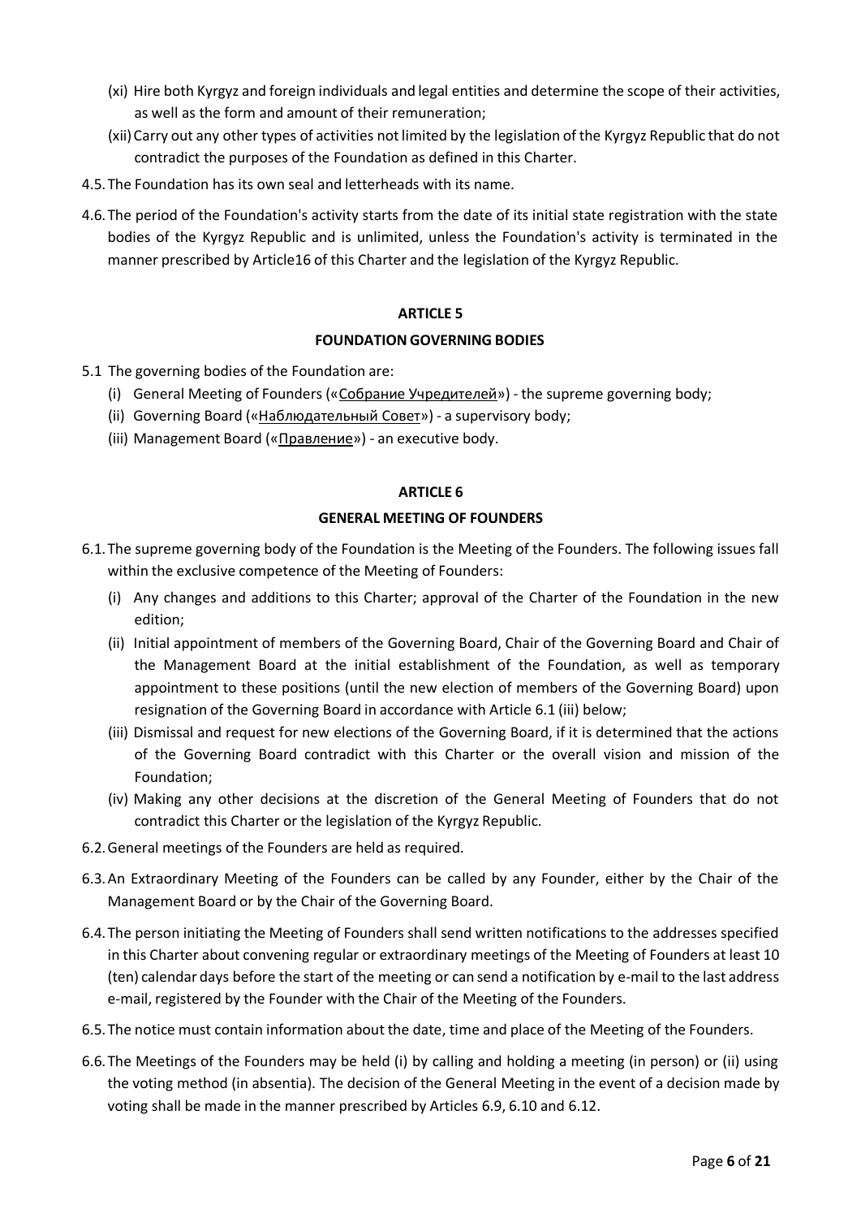(xi) Hire both Kyrgyz and foreign individuals and legal entities and determine the scope of their activities, as well as the form and amount of their remuneration;

(xii) Carry out any other types of activities not limited by the legislation of the Kyrgyz Republic that do not contradict the purposes of the Foundation as defined in this Charter.

4.5. The Foundation has its own seal and letterheads with its name.

4.6. The period of the Foundation's activity starts from the date of its initial state registration with the state bodies of the Kyrgyz Republic and is unlimited, unless the Foundation's activity is terminated in the manner prescribed by Article16 of this Charter and the legislation of the Kyrgyz Republic.

## ARTICLE 5

## FOUNDATION GOVERNING BODIES

5.1 The governing bodies of the Foundation are:

(i) General Meeting of Founders («Собрание Учредителей») - the supreme governing body;

(ii) Governing Board («Наблюдательный Совет») - a supervisory body;

(iii) Management Board («Правление») - an executive body.

## ARTICLE 6

## GENERAL MEETING OF FOUNDERS

6.1. The supreme governing body of the Foundation is the Meeting of the Founders. The following issues fall within the exclusive competence of the Meeting of Founders:

(i) Any changes and additions to this Charter; approval of the Charter of the Foundation in the new edition;

(ii) Initial appointment of members of the Governing Board, Chair of the Governing Board and Chair of the Management Board at the initial establishment of the Foundation, as well as temporary appointment to these positions (until the new election of members of the Governing Board) upon resignation of the Governing Board in accordance with Article 6.1 (iii) below;

(iii) Dismissal and request for new elections of the Governing Board, if it is determined that the actions of the Governing Board contradict with this Charter or the overall vision and mission of the Foundation;

(iv) Making any other decisions at the discretion of the General Meeting of Founders that do not contradict this Charter or the legislation of the Kyrgyz Republic.

6.2. General meetings of the Founders are held as required.

6.3. An Extraordinary Meeting of the Founders can be called by any Founder, either by the Chair of the Management Board or by the Chair of the Governing Board.

6.4. The person initiating the Meeting of Founders shall send written notifications to the addresses specified in this Charter about convening regular or extraordinary meetings of the Meeting of Founders at least 10 (ten) calendar days before the start of the meeting or can send a notification by e-mail to the last address e-mail, registered by the Founder with the Chair of the Meeting of the Founders.

6.5. The notice must contain information about the date, time and place of the Meeting of the Founders.

6.6. The Meetings of the Founders may be held (i) by calling and holding a meeting (in person) or (ii) using the voting method (in absentia). The decision of the General Meeting in the event of a decision made by voting shall be made in the manner prescribed by Articles 6.9, 6.10 and 6.12.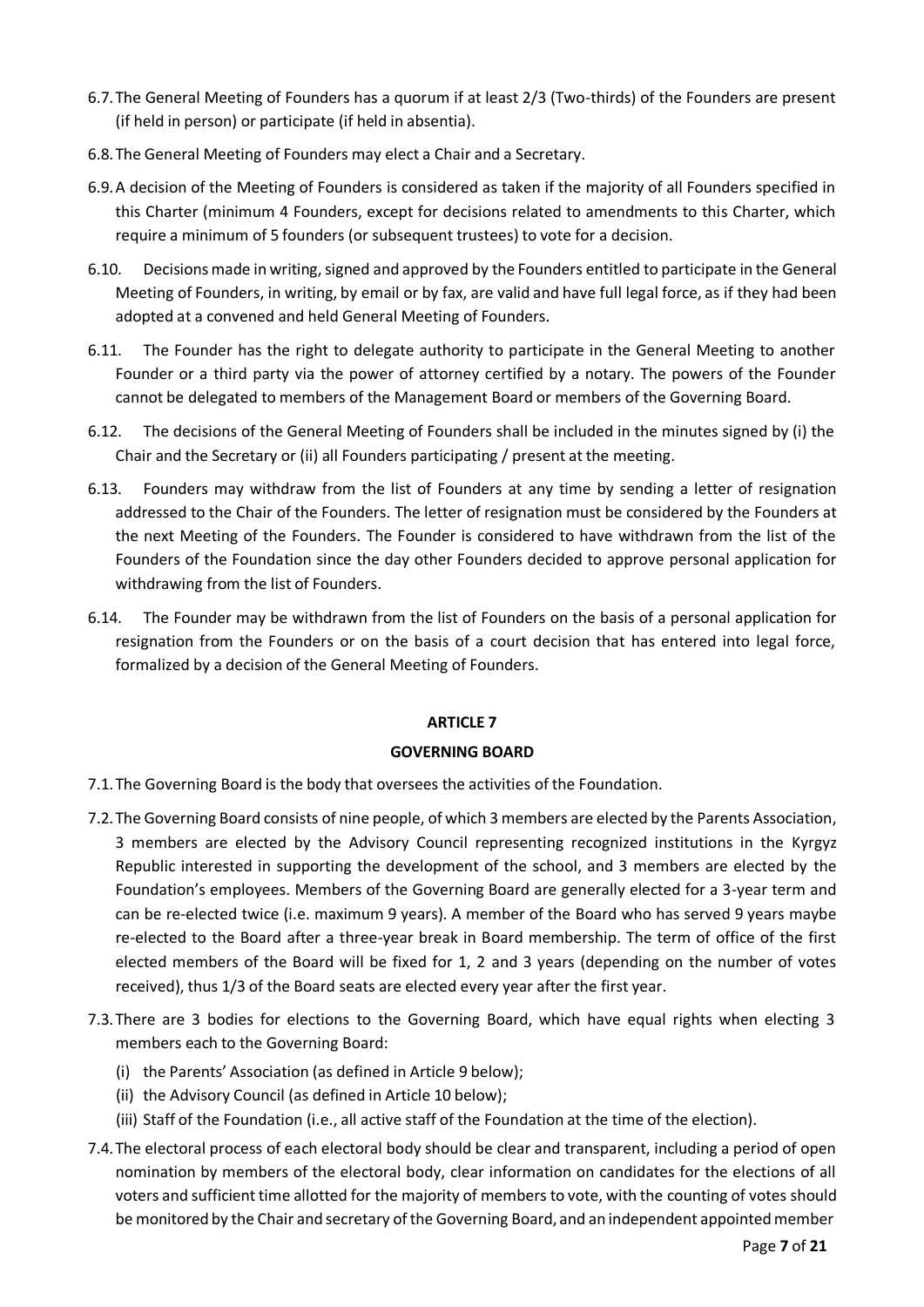6.7. The General Meeting of Founders has a quorum if at least 2/3 (Two-thirds) of the Founders are present (if held in person) or participate (if held in absentia).

6.8. The General Meeting of Founders may elect a Chair and a Secretary.

6.9. A decision of the Meeting of Founders is considered as taken if the majority of all Founders specified in this Charter (minimum 4 Founders, except for decisions related to amendments to this Charter, which require a minimum of 5 founders (or subsequent trustees) to vote for a decision.

6.10. Decisions made in writing, signed and approved by the Founders entitled to participate in the General Meeting of Founders, in writing, by email or by fax, are valid and have full legal force, as if they had been adopted at a convened and held General Meeting of Founders.

6.11. The Founder has the right to delegate authority to participate in the General Meeting to another Founder or a third party via the power of attorney certified by a notary. The powers of the Founder cannot be delegated to members of the Management Board or members of the Governing Board.

6.12. The decisions of the General Meeting of Founders shall be included in the minutes signed by (i) the Chair and the Secretary or (ii) all Founders participating / present at the meeting.

6.13. Founders may withdraw from the list of Founders at any time by sending a letter of resignation addressed to the Chair of the Founders. The letter of resignation must be considered by the Founders at the next Meeting of the Founders. The Founder is considered to have withdrawn from the list of the Founders of the Foundation since the day other Founders decided to approve personal application for withdrawing from the list of Founders.

6.14. The Founder may be withdrawn from the list of Founders on the basis of a personal application for resignation from the Founders or on the basis of a court decision that has entered into legal force, formalized by a decision of the General Meeting of Founders.

## ARTICLE 7

## GOVERNING BOARD

7.1. The Governing Board is the body that oversees the activities of the Foundation.

7.2. The Governing Board consists of nine people, of which 3 members are elected by the Parents Association, 3 members are elected by the Advisory Council representing recognized institutions in the Kyrgyz Republic interested in supporting the development of the school, and 3 members are elected by the Foundation's employees. Members of the Governing Board are generally elected for a 3-year term and can be re-elected twice (i.e. maximum 9 years). A member of the Board who has served 9 years maybe re-elected to the Board after a three-year break in Board membership. The term of office of the first elected members of the Board will be fixed for 1, 2 and 3 years (depending on the number of votes received), thus 1/3 of the Board seats are elected every year after the first year.

7.3. There are 3 bodies for elections to the Governing Board, which have equal rights when electing 3 members each to the Governing Board:

(i) the Parents' Association (as defined in Article 9 below);
(ii) the Advisory Council (as defined in Article 10 below);
(iii) Staff of the Foundation (i.e., all active staff of the Foundation at the time of the election).

7.4. The electoral process of each electoral body should be clear and transparent, including a period of open nomination by members of the electoral body, clear information on candidates for the elections of all voters and sufficient time allotted for the majority of members to vote, with the counting of votes should be monitored by the Chair and secretary of the Governing Board, and an independent appointed member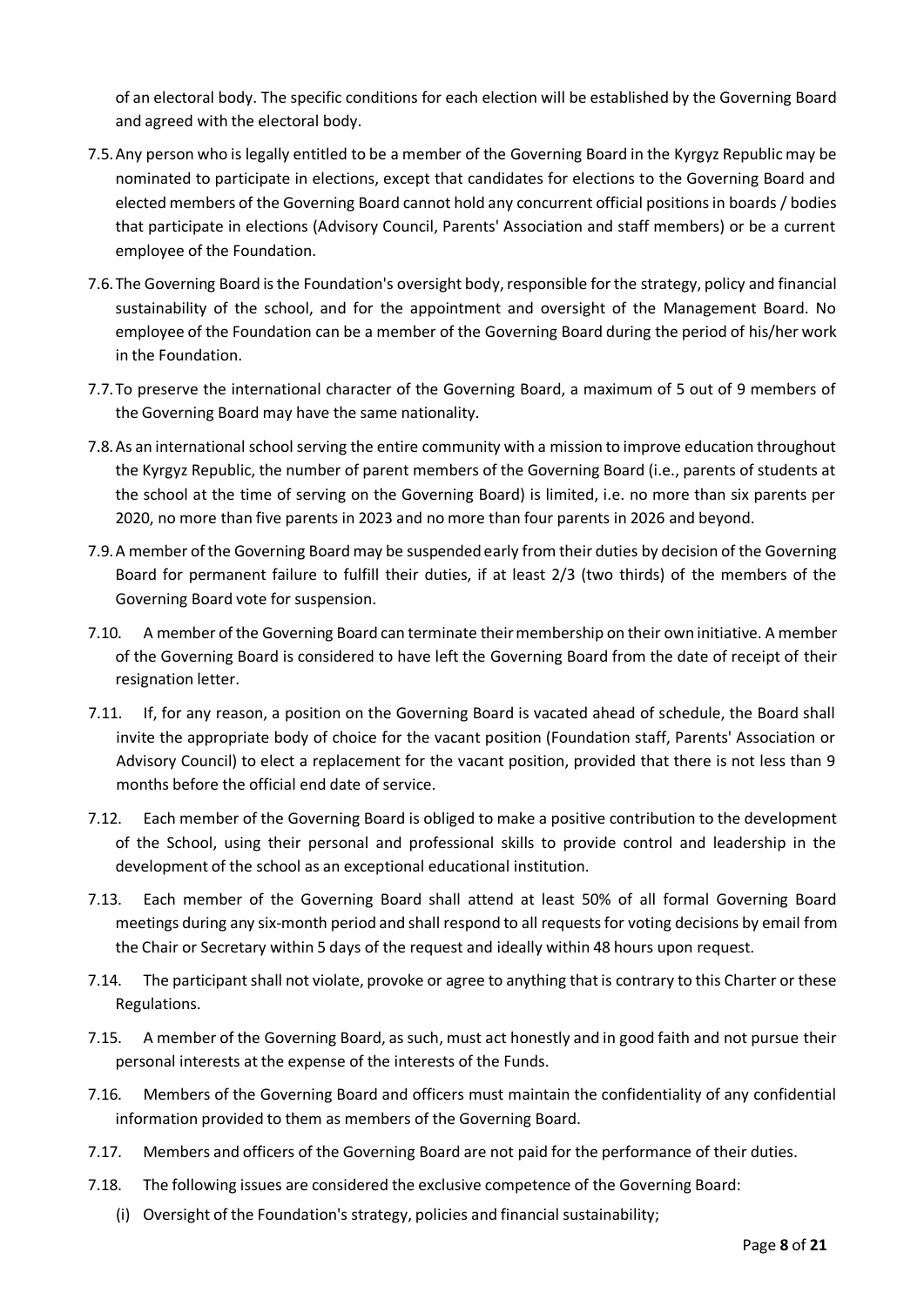of an electoral body. The specific conditions for each election will be established by the Governing Board and agreed with the electoral body.

7.5. Any person who is legally entitled to be a member of the Governing Board in the Kyrgyz Republic may be nominated to participate in elections, except that candidates for elections to the Governing Board and elected members of the Governing Board cannot hold any concurrent official positions in boards / bodies that participate in elections (Advisory Council, Parents' Association and staff members) or be a current employee of the Foundation.

7.6. The Governing Board is the Foundation's oversight body, responsible for the strategy, policy and financial sustainability of the school, and for the appointment and oversight of the Management Board. No employee of the Foundation can be a member of the Governing Board during the period of his/her work in the Foundation.

7.7. To preserve the international character of the Governing Board, a maximum of 5 out of 9 members of the Governing Board may have the same nationality.

7.8. As an international school serving the entire community with a mission to improve education throughout the Kyrgyz Republic, the number of parent members of the Governing Board (i.e., parents of students at the school at the time of serving on the Governing Board) is limited, i.e. no more than six parents per 2020, no more than five parents in 2023 and no more than four parents in 2026 and beyond.

7.9. A member of the Governing Board may be suspended early from their duties by decision of the Governing Board for permanent failure to fulfill their duties, if at least 2/3 (two thirds) of the members of the Governing Board vote for suspension.

7.10. A member of the Governing Board can terminate their membership on their own initiative. A member of the Governing Board is considered to have left the Governing Board from the date of receipt of their resignation letter.

7.11. If, for any reason, a position on the Governing Board is vacated ahead of schedule, the Board shall invite the appropriate body of choice for the vacant position (Foundation staff, Parents' Association or Advisory Council) to elect a replacement for the vacant position, provided that there is not less than 9 months before the official end date of service.

7.12. Each member of the Governing Board is obliged to make a positive contribution to the development of the School, using their personal and professional skills to provide control and leadership in the development of the school as an exceptional educational institution.

7.13. Each member of the Governing Board shall attend at least 50% of all formal Governing Board meetings during any six-month period and shall respond to all requests for voting decisions by email from the Chair or Secretary within 5 days of the request and ideally within 48 hours upon request.

7.14. The participant shall not violate, provoke or agree to anything that is contrary to this Charter or these Regulations.

7.15. A member of the Governing Board, as such, must act honestly and in good faith and not pursue their personal interests at the expense of the interests of the Funds.

7.16. Members of the Governing Board and officers must maintain the confidentiality of any confidential information provided to them as members of the Governing Board.

7.17. Members and officers of the Governing Board are not paid for the performance of their duties.

7.18. The following issues are considered the exclusive competence of the Governing Board:

(i) Oversight of the Foundation's strategy, policies and financial sustainability;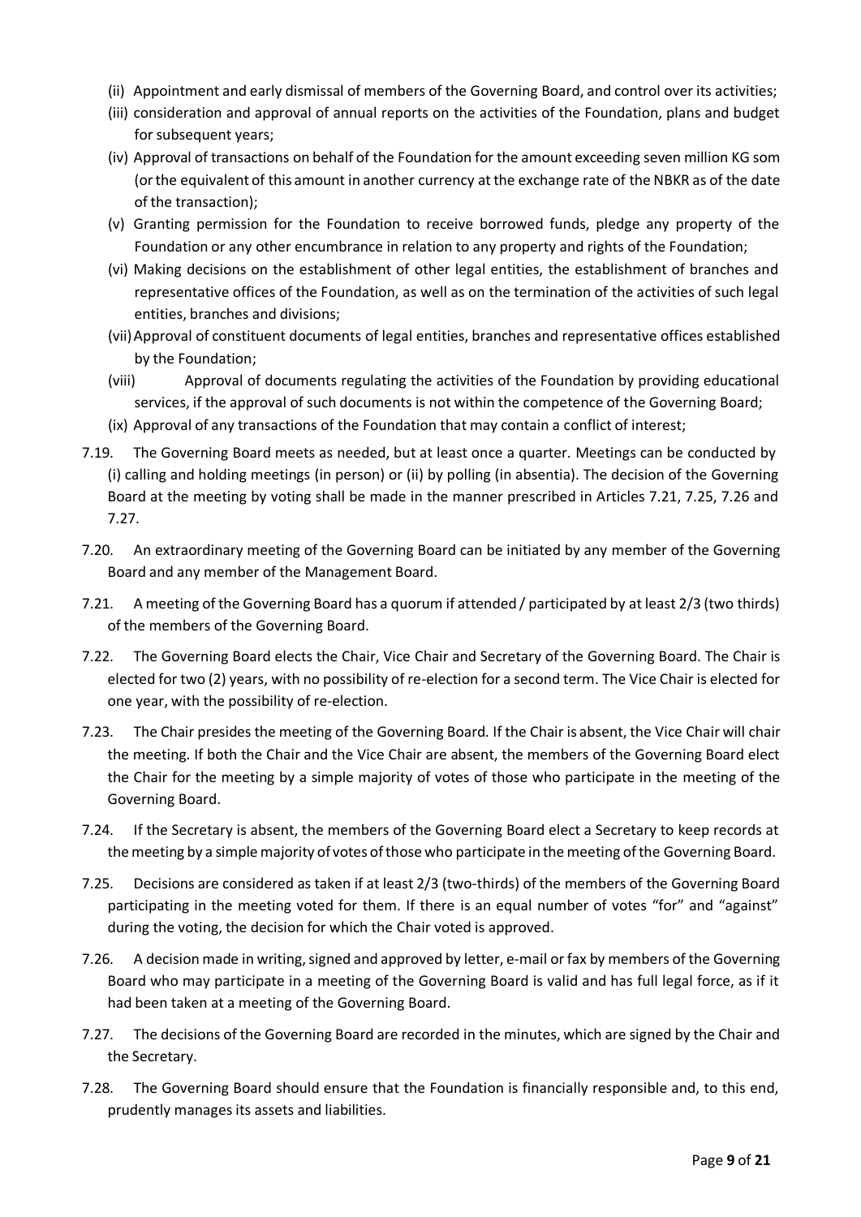- (ii) Appointment and early dismissal of members of the Governing Board, and control over its activities;
- (iii) consideration and approval of annual reports on the activities of the Foundation, plans and budget for subsequent years;
- (iv) Approval of transactions on behalf of the Foundation for the amount exceeding seven million KG som (or the equivalent of this amount in another currency at the exchange rate of the NBKR as of the date of the transaction);
- (v) Granting permission for the Foundation to receive borrowed funds, pledge any property of the Foundation or any other encumbrance in relation to any property and rights of the Foundation;
- (vi) Making decisions on the establishment of other legal entities, the establishment of branches and representative offices of the Foundation, as well as on the termination of the activities of such legal entities, branches and divisions;
- (vii) Approval of constituent documents of legal entities, branches and representative offices established by the Foundation;
- (viii) Approval of documents regulating the activities of the Foundation by providing educational services, if the approval of such documents is not within the competence of the Governing Board;
- (ix) Approval of any transactions of the Foundation that may contain a conflict of interest;

7.19. The Governing Board meets as needed, but at least once a quarter. Meetings can be conducted by (i) calling and holding meetings (in person) or (ii) by polling (in absentia). The decision of the Governing Board at the meeting by voting shall be made in the manner prescribed in Articles 7.21, 7.25, 7.26 and 7.27.

7.20. An extraordinary meeting of the Governing Board can be initiated by any member of the Governing Board and any member of the Management Board.

7.21. A meeting of the Governing Board has a quorum if attended / participated by at least 2/3 (two thirds) of the members of the Governing Board.

7.22. The Governing Board elects the Chair, Vice Chair and Secretary of the Governing Board. The Chair is elected for two (2) years, with no possibility of re-election for a second term. The Vice Chair is elected for one year, with the possibility of re-election.

7.23. The Chair presides the meeting of the Governing Board. If the Chair is absent, the Vice Chair will chair the meeting. If both the Chair and the Vice Chair are absent, the members of the Governing Board elect the Chair for the meeting by a simple majority of votes of those who participate in the meeting of the Governing Board.

7.24. If the Secretary is absent, the members of the Governing Board elect a Secretary to keep records at the meeting by a simple majority of votes of those who participate in the meeting of the Governing Board.

7.25. Decisions are considered as taken if at least 2/3 (two-thirds) of the members of the Governing Board participating in the meeting voted for them. If there is an equal number of votes "for" and "against" during the voting, the decision for which the Chair voted is approved.

7.26. A decision made in writing, signed and approved by letter, e-mail or fax by members of the Governing Board who may participate in a meeting of the Governing Board is valid and has full legal force, as if it had been taken at a meeting of the Governing Board.

7.27. The decisions of the Governing Board are recorded in the minutes, which are signed by the Chair and the Secretary.

7.28. The Governing Board should ensure that the Foundation is financially responsible and, to this end, prudently manages its assets and liabilities.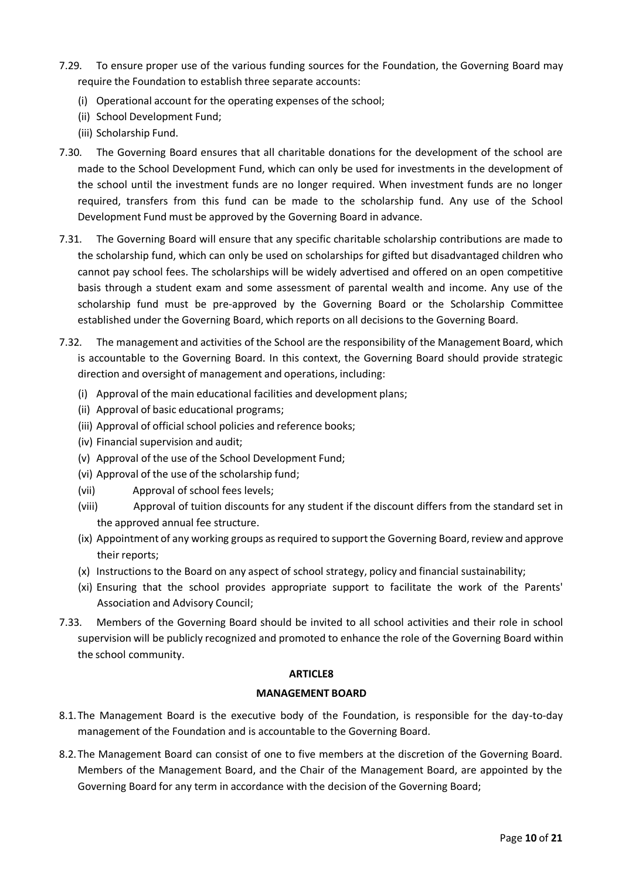7.29. To ensure proper use of the various funding sources for the Foundation, the Governing Board may require the Foundation to establish three separate accounts:

(i) Operational account for the operating expenses of the school;
(ii) School Development Fund;
(iii) Scholarship Fund.

7.30. The Governing Board ensures that all charitable donations for the development of the school are made to the School Development Fund, which can only be used for investments in the development of the school until the investment funds are no longer required. When investment funds are no longer required, transfers from this fund can be made to the scholarship fund. Any use of the School Development Fund must be approved by the Governing Board in advance.

7.31. The Governing Board will ensure that any specific charitable scholarship contributions are made to the scholarship fund, which can only be used on scholarships for gifted but disadvantaged children who cannot pay school fees. The scholarships will be widely advertised and offered on an open competitive basis through a student exam and some assessment of parental wealth and income. Any use of the scholarship fund must be pre-approved by the Governing Board or the Scholarship Committee established under the Governing Board, which reports on all decisions to the Governing Board.

7.32. The management and activities of the School are the responsibility of the Management Board, which is accountable to the Governing Board. In this context, the Governing Board should provide strategic direction and oversight of management and operations, including:

(i) Approval of the main educational facilities and development plans;
(ii) Approval of basic educational programs;
(iii) Approval of official school policies and reference books;
(iv) Financial supervision and audit;
(v) Approval of the use of the School Development Fund;
(vi) Approval of the use of the scholarship fund;
(vii) Approval of school fees levels;
(viii) Approval of tuition discounts for any student if the discount differs from the standard set in the approved annual fee structure.
(ix) Appointment of any working groups as required to support the Governing Board, review and approve their reports;
(x) Instructions to the Board on any aspect of school strategy, policy and financial sustainability;
(xi) Ensuring that the school provides appropriate support to facilitate the work of the Parents' Association and Advisory Council;

7.33. Members of the Governing Board should be invited to all school activities and their role in school supervision will be publicly recognized and promoted to enhance the role of the Governing Board within the school community.

## ARTICLE8

## MANAGEMENT BOARD

8.1. The Management Board is the executive body of the Foundation, is responsible for the day-to-day management of the Foundation and is accountable to the Governing Board.

8.2. The Management Board can consist of one to five members at the discretion of the Governing Board. Members of the Management Board, and the Chair of the Management Board, are appointed by the Governing Board for any term in accordance with the decision of the Governing Board;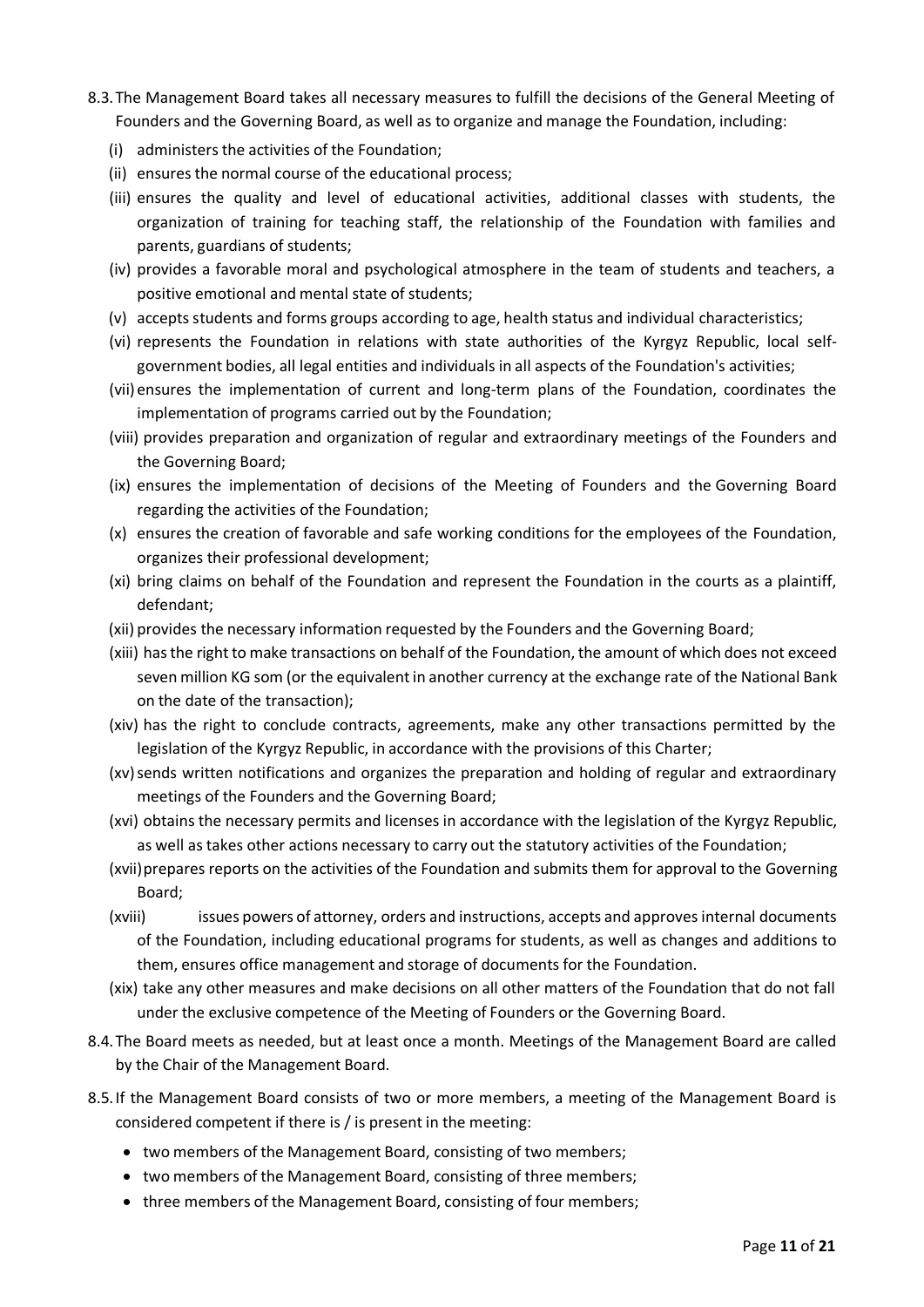8.3. The Management Board takes all necessary measures to fulfill the decisions of the General Meeting of Founders and the Governing Board, as well as to organize and manage the Foundation, including:

(i) administers the activities of the Foundation;

(ii) ensures the normal course of the educational process;

(iii) ensures the quality and level of educational activities, additional classes with students, the organization of training for teaching staff, the relationship of the Foundation with families and parents, guardians of students;

(iv) provides a favorable moral and psychological atmosphere in the team of students and teachers, a positive emotional and mental state of students;

(v) accepts students and forms groups according to age, health status and individual characteristics;

(vi) represents the Foundation in relations with state authorities of the Kyrgyz Republic, local self-government bodies, all legal entities and individuals in all aspects of the Foundation's activities;

(vii) ensures the implementation of current and long-term plans of the Foundation, coordinates the implementation of programs carried out by the Foundation;

(viii) provides preparation and organization of regular and extraordinary meetings of the Founders and the Governing Board;

(ix) ensures the implementation of decisions of the Meeting of Founders and the Governing Board regarding the activities of the Foundation;

(x) ensures the creation of favorable and safe working conditions for the employees of the Foundation, organizes their professional development;

(xi) bring claims on behalf of the Foundation and represent the Foundation in the courts as a plaintiff, defendant;

(xii) provides the necessary information requested by the Founders and the Governing Board;

(xiii) has the right to make transactions on behalf of the Foundation, the amount of which does not exceed seven million KG som (or the equivalent in another currency at the exchange rate of the National Bank on the date of the transaction);

(xiv) has the right to conclude contracts, agreements, make any other transactions permitted by the legislation of the Kyrgyz Republic, in accordance with the provisions of this Charter;

(xv) sends written notifications and organizes the preparation and holding of regular and extraordinary meetings of the Founders and the Governing Board;

(xvi) obtains the necessary permits and licenses in accordance with the legislation of the Kyrgyz Republic, as well as takes other actions necessary to carry out the statutory activities of the Foundation;

(xvii) prepares reports on the activities of the Foundation and submits them for approval to the Governing Board;

(xviii) issues powers of attorney, orders and instructions, accepts and approves internal documents of the Foundation, including educational programs for students, as well as changes and additions to them, ensures office management and storage of documents for the Foundation.

(xix) take any other measures and make decisions on all other matters of the Foundation that do not fall under the exclusive competence of the Meeting of Founders or the Governing Board.

8.4. The Board meets as needed, but at least once a month. Meetings of the Management Board are called by the Chair of the Management Board.

8.5. If the Management Board consists of two or more members, a meeting of the Management Board is considered competent if there is / is present in the meeting:

- two members of the Management Board, consisting of two members;
- two members of the Management Board, consisting of three members;
- three members of the Management Board, consisting of four members;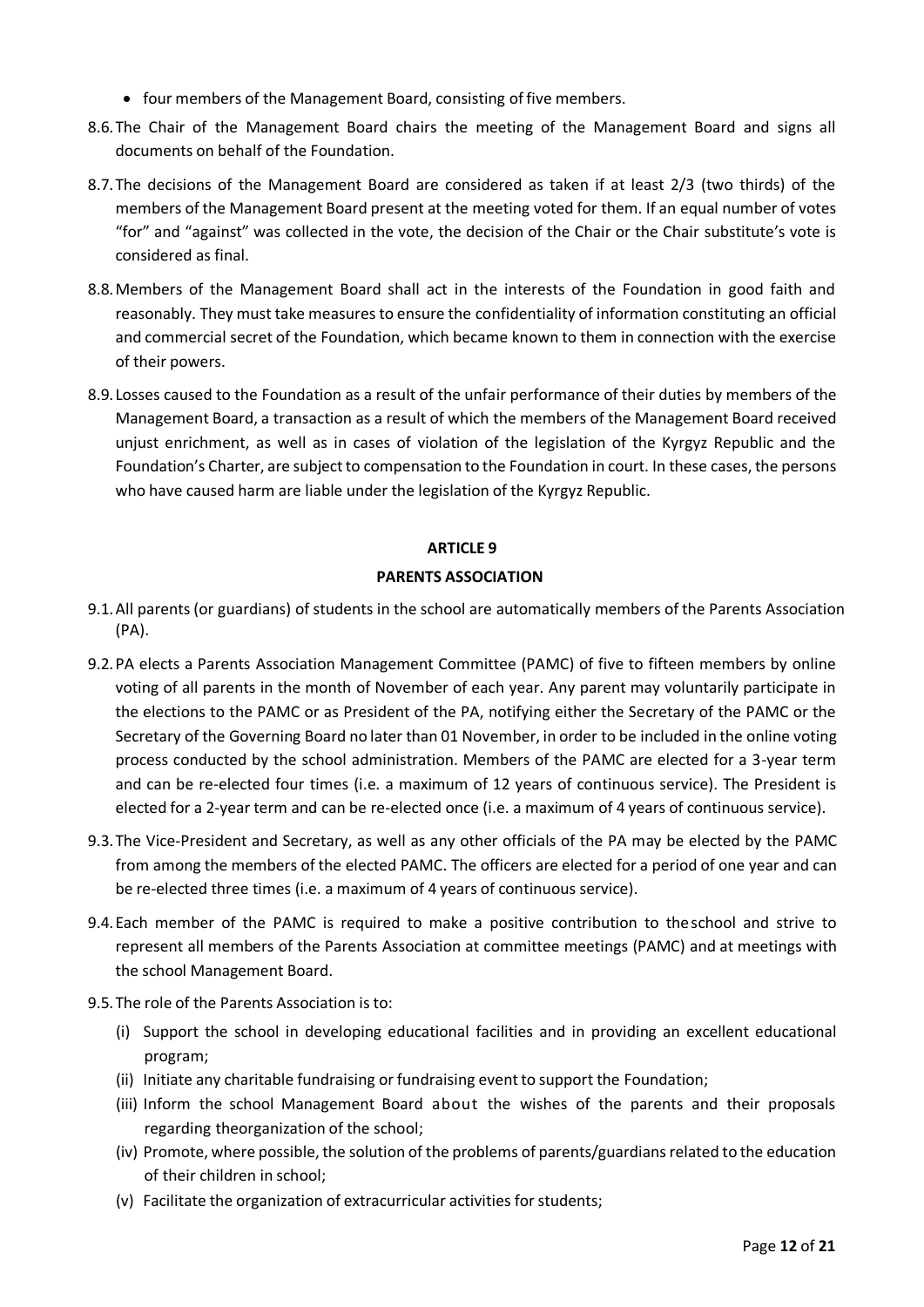- four members of the Management Board, consisting of five members.

8.6. The Chair of the Management Board chairs the meeting of the Management Board and signs all documents on behalf of the Foundation.

8.7. The decisions of the Management Board are considered as taken if at least 2/3 (two thirds) of the members of the Management Board present at the meeting voted for them. If an equal number of votes "for" and "against" was collected in the vote, the decision of the Chair or the Chair substitute's vote is considered as final.

8.8. Members of the Management Board shall act in the interests of the Foundation in good faith and reasonably. They must take measures to ensure the confidentiality of information constituting an official and commercial secret of the Foundation, which became known to them in connection with the exercise of their powers.

8.9. Losses caused to the Foundation as a result of the unfair performance of their duties by members of the Management Board, a transaction as a result of which the members of the Management Board received unjust enrichment, as well as in cases of violation of the legislation of the Kyrgyz Republic and the Foundation's Charter, are subject to compensation to the Foundation in court. In these cases, the persons who have caused harm are liable under the legislation of the Kyrgyz Republic.

## ARTICLE 9

## PARENTS ASSOCIATION

9.1. All parents (or guardians) of students in the school are automatically members of the Parents Association (PA).

9.2. PA elects a Parents Association Management Committee (PAMC) of five to fifteen members by online voting of all parents in the month of November of each year. Any parent may voluntarily participate in the elections to the PAMC or as President of the PA, notifying either the Secretary of the PAMC or the Secretary of the Governing Board no later than 01 November, in order to be included in the online voting process conducted by the school administration. Members of the PAMC are elected for a 3-year term and can be re-elected four times (i.e. a maximum of 12 years of continuous service). The President is elected for a 2-year term and can be re-elected once (i.e. a maximum of 4 years of continuous service).

9.3. The Vice-President and Secretary, as well as any other officials of the PA may be elected by the PAMC from among the members of the elected PAMC. The officers are elected for a period of one year and can be re-elected three times (i.e. a maximum of 4 years of continuous service).

9.4. Each member of the PAMC is required to make a positive contribution to the school and strive to represent all members of the Parents Association at committee meetings (PAMC) and at meetings with the school Management Board.

9.5. The role of the Parents Association is to:

(i) Support the school in developing educational facilities and in providing an excellent educational program;

(ii) Initiate any charitable fundraising or fundraising event to support the Foundation;

(iii) Inform the school Management Board about the wishes of the parents and their proposals regarding the organization of the school;

(iv) Promote, where possible, the solution of the problems of parents/guardians related to the education of their children in school;

(v) Facilitate the organization of extracurricular activities for students;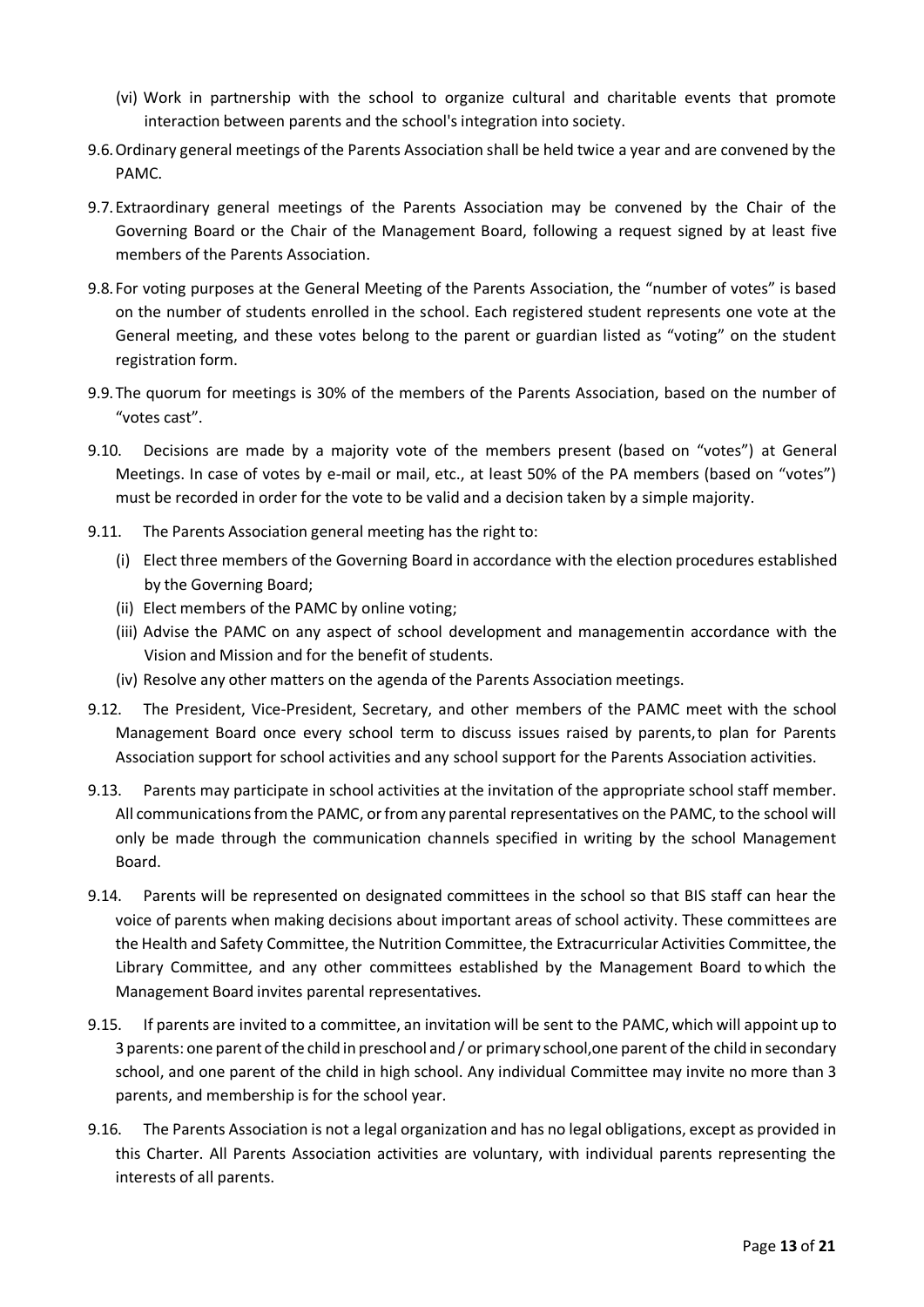(vi) Work in partnership with the school to organize cultural and charitable events that promote interaction between parents and the school's integration into society.

9.6. Ordinary general meetings of the Parents Association shall be held twice a year and are convened by the PAMC.

9.7. Extraordinary general meetings of the Parents Association may be convened by the Chair of the Governing Board or the Chair of the Management Board, following a request signed by at least five members of the Parents Association.

9.8. For voting purposes at the General Meeting of the Parents Association, the "number of votes" is based on the number of students enrolled in the school. Each registered student represents one vote at the General meeting, and these votes belong to the parent or guardian listed as "voting" on the student registration form.

9.9. The quorum for meetings is 30% of the members of the Parents Association, based on the number of "votes cast".

9.10. Decisions are made by a majority vote of the members present (based on "votes") at General Meetings. In case of votes by e-mail or mail, etc., at least 50% of the PA members (based on "votes") must be recorded in order for the vote to be valid and a decision taken by a simple majority.

9.11. The Parents Association general meeting has the right to:

(i) Elect three members of the Governing Board in accordance with the election procedures established by the Governing Board;

(ii) Elect members of the PAMC by online voting;

(iii) Advise the PAMC on any aspect of school development and managementin accordance with the Vision and Mission and for the benefit of students.

(iv) Resolve any other matters on the agenda of the Parents Association meetings.

9.12. The President, Vice-President, Secretary, and other members of the PAMC meet with the school Management Board once every school term to discuss issues raised by parents, to plan for Parents Association support for school activities and any school support for the Parents Association activities.

9.13. Parents may participate in school activities at the invitation of the appropriate school staff member. All communications from the PAMC, or from any parental representatives on the PAMC, to the school will only be made through the communication channels specified in writing by the school Management Board.

9.14. Parents will be represented on designated committees in the school so that BIS staff can hear the voice of parents when making decisions about important areas of school activity. These committees are the Health and Safety Committee, the Nutrition Committee, the Extracurricular Activities Committee, the Library Committee, and any other committees established by the Management Board to which the Management Board invites parental representatives.

9.15. If parents are invited to a committee, an invitation will be sent to the PAMC, which will appoint up to 3 parents: one parent of the child in preschool and / or primary school, one parent of the child in secondary school, and one parent of the child in high school. Any individual Committee may invite no more than 3 parents, and membership is for the school year.

9.16. The Parents Association is not a legal organization and has no legal obligations, except as provided in this Charter. All Parents Association activities are voluntary, with individual parents representing the interests of all parents.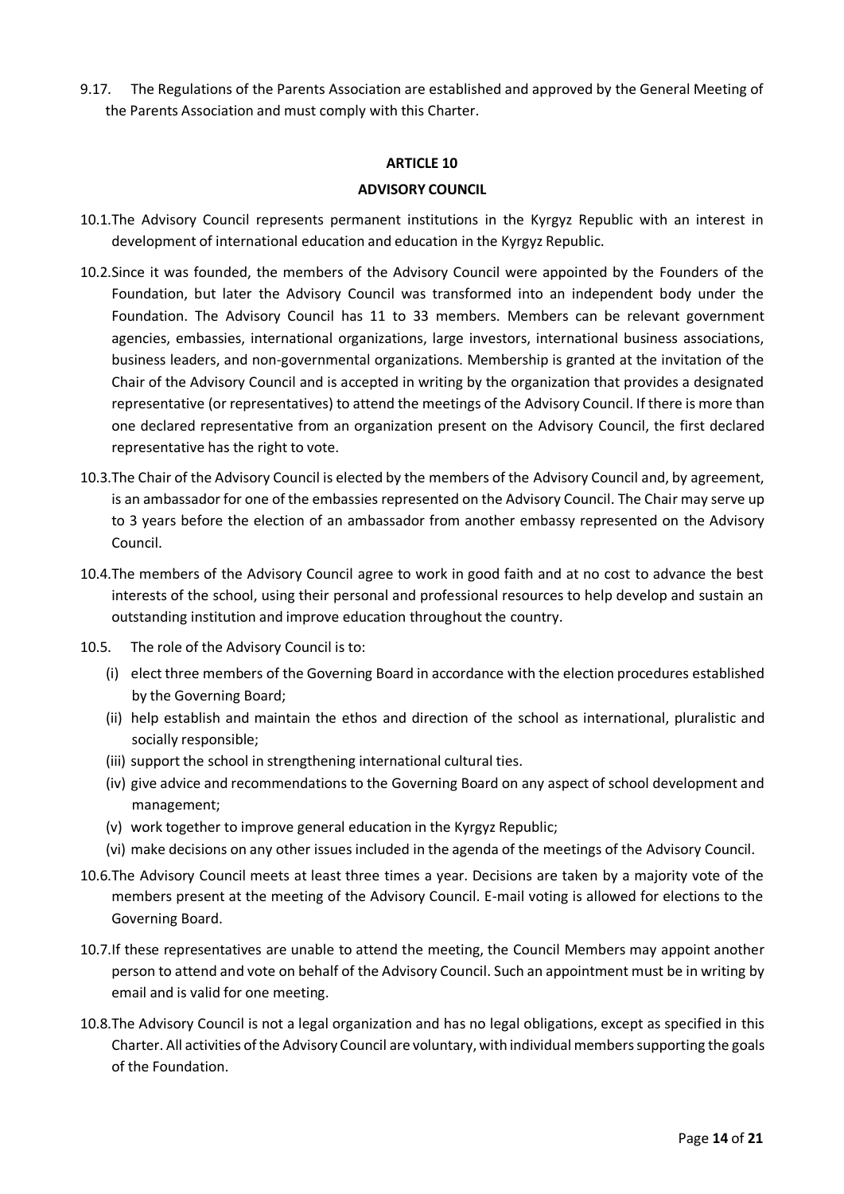9.17. The Regulations of the Parents Association are established and approved by the General Meeting of the Parents Association and must comply with this Charter.

## ARTICLE 10

## ADVISORY COUNCIL

10.1. The Advisory Council represents permanent institutions in the Kyrgyz Republic with an interest in development of international education and education in the Kyrgyz Republic.

10.2. Since it was founded, the members of the Advisory Council were appointed by the Founders of the Foundation, but later the Advisory Council was transformed into an independent body under the Foundation. The Advisory Council has 11 to 33 members. Members can be relevant government agencies, embassies, international organizations, large investors, international business associations, business leaders, and non-governmental organizations. Membership is granted at the invitation of the Chair of the Advisory Council and is accepted in writing by the organization that provides a designated representative (or representatives) to attend the meetings of the Advisory Council. If there is more than one declared representative from an organization present on the Advisory Council, the first declared representative has the right to vote.

10.3. The Chair of the Advisory Council is elected by the members of the Advisory Council and, by agreement, is an ambassador for one of the embassies represented on the Advisory Council. The Chair may serve up to 3 years before the election of an ambassador from another embassy represented on the Advisory Council.

10.4. The members of the Advisory Council agree to work in good faith and at no cost to advance the best interests of the school, using their personal and professional resources to help develop and sustain an outstanding institution and improve education throughout the country.

10.5. The role of the Advisory Council is to:

(i) elect three members of the Governing Board in accordance with the election procedures established by the Governing Board;
(ii) help establish and maintain the ethos and direction of the school as international, pluralistic and socially responsible;
(iii) support the school in strengthening international cultural ties.
(iv) give advice and recommendations to the Governing Board on any aspect of school development and management;
(v) work together to improve general education in the Kyrgyz Republic;
(vi) make decisions on any other issues included in the agenda of the meetings of the Advisory Council.

10.6. The Advisory Council meets at least three times a year. Decisions are taken by a majority vote of the members present at the meeting of the Advisory Council. E-mail voting is allowed for elections to the Governing Board.

10.7. If these representatives are unable to attend the meeting, the Council Members may appoint another person to attend and vote on behalf of the Advisory Council. Such an appointment must be in writing by email and is valid for one meeting.

10.8. The Advisory Council is not a legal organization and has no legal obligations, except as specified in this Charter. All activities of the Advisory Council are voluntary, with individual members supporting the goals of the Foundation.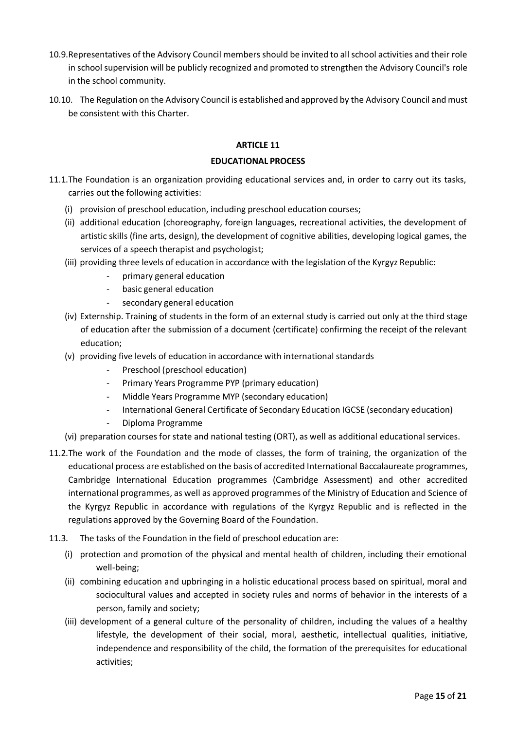10.9. Representatives of the Advisory Council members should be invited to all school activities and their role in school supervision will be publicly recognized and promoted to strengthen the Advisory Council's role in the school community.

10.10. The Regulation on the Advisory Council is established and approved by the Advisory Council and must be consistent with this Charter.

## ARTICLE 11

## EDUCATIONAL PROCESS

11.1. The Foundation is an organization providing educational services and, in order to carry out its tasks, carries out the following activities:

- (i) provision of preschool education, including preschool education courses;
- (ii) additional education (choreography, foreign languages, recreational activities, the development of artistic skills (fine arts, design), the development of cognitive abilities, developing logical games, the services of a speech therapist and psychologist;
- (iii) providing three levels of education in accordance with the legislation of the Kyrgyz Republic:
  - primary general education
  - basic general education
  - secondary general education
- (iv) Externship. Training of students in the form of an external study is carried out only at the third stage of education after the submission of a document (certificate) confirming the receipt of the relevant education;
- (v) providing five levels of education in accordance with international standards
  - Preschool (preschool education)
  - Primary Years Programme PYP (primary education)
  - Middle Years Programme MYP (secondary education)
  - International General Certificate of Secondary Education IGCSE (secondary education)
  - Diploma Programme
- (vi) preparation courses for state and national testing (ORT), as well as additional educational services.

11.2. The work of the Foundation and the mode of classes, the form of training, the organization of the educational process are established on the basis of accredited International Baccalaureate programmes, Cambridge International Education programmes (Cambridge Assessment) and other accredited international programmes, as well as approved programmes of the Ministry of Education and Science of the Kyrgyz Republic in accordance with regulations of the Kyrgyz Republic and is reflected in the regulations approved by the Governing Board of the Foundation.

11.3. The tasks of the Foundation in the field of preschool education are:

- (i) protection and promotion of the physical and mental health of children, including their emotional well-being;
- (ii) combining education and upbringing in a holistic educational process based on spiritual, moral and sociocultural values and accepted in society rules and norms of behavior in the interests of a person, family and society;
- (iii) development of a general culture of the personality of children, including the values of a healthy lifestyle, the development of their social, moral, aesthetic, intellectual qualities, initiative, independence and responsibility of the child, the formation of the prerequisites for educational activities;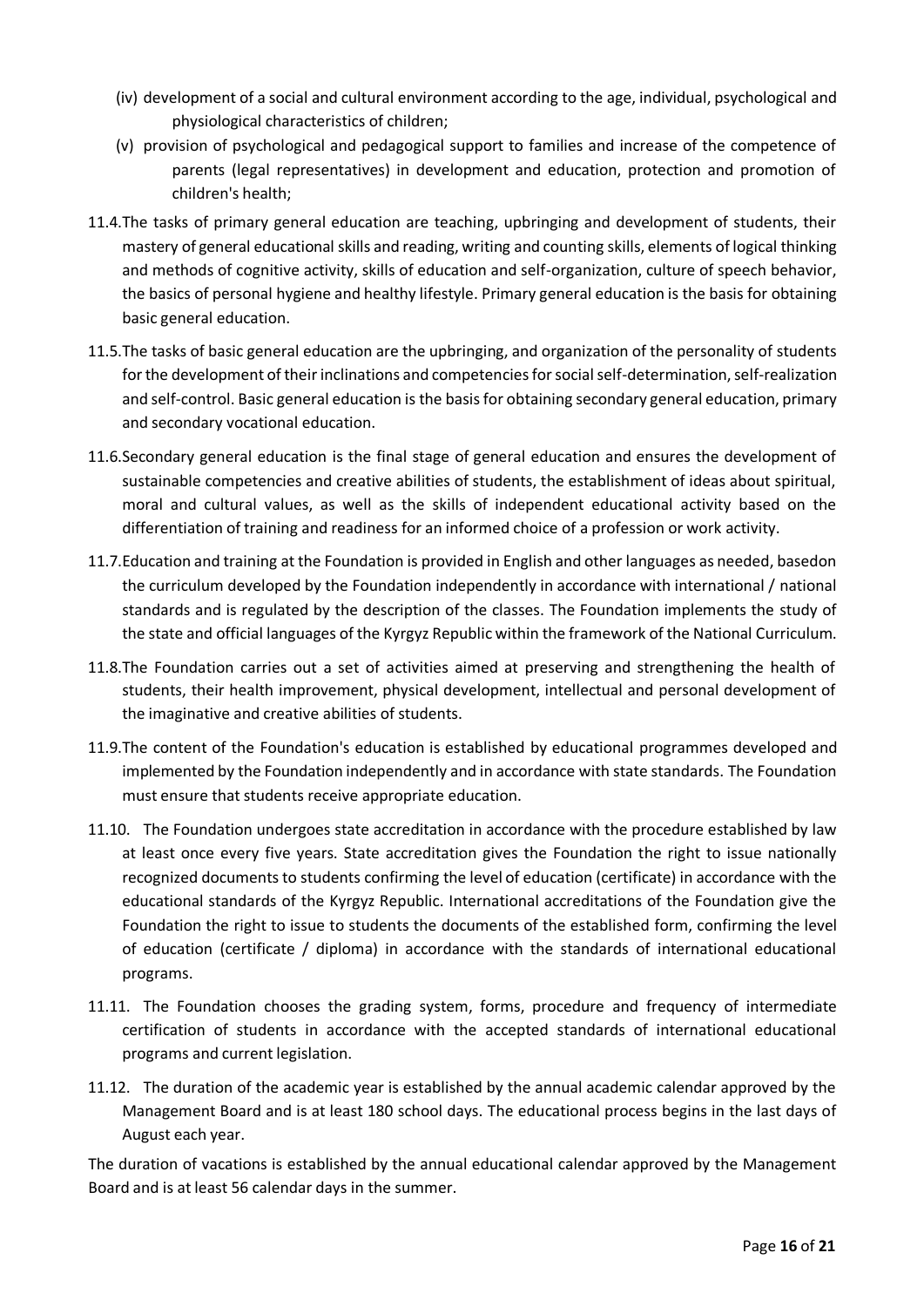(iv) development of a social and cultural environment according to the age, individual, psychological and physiological characteristics of children;

(v) provision of psychological and pedagogical support to families and increase of the competence of parents (legal representatives) in development and education, protection and promotion of children's health;

11.4. The tasks of primary general education are teaching, upbringing and development of students, their mastery of general educational skills and reading, writing and counting skills, elements of logical thinking and methods of cognitive activity, skills of education and self-organization, culture of speech behavior, the basics of personal hygiene and healthy lifestyle. Primary general education is the basis for obtaining basic general education.

11.5. The tasks of basic general education are the upbringing, and organization of the personality of students for the development of their inclinations and competencies for social self-determination, self-realization and self-control. Basic general education is the basis for obtaining secondary general education, primary and secondary vocational education.

11.6. Secondary general education is the final stage of general education and ensures the development of sustainable competencies and creative abilities of students, the establishment of ideas about spiritual, moral and cultural values, as well as the skills of independent educational activity based on the differentiation of training and readiness for an informed choice of a profession or work activity.

11.7. Education and training at the Foundation is provided in English and other languages as needed, basedon the curriculum developed by the Foundation independently in accordance with international / national standards and is regulated by the description of the classes. The Foundation implements the study of the state and official languages of the Kyrgyz Republic within the framework of the National Curriculum.

11.8. The Foundation carries out a set of activities aimed at preserving and strengthening the health of students, their health improvement, physical development, intellectual and personal development of the imaginative and creative abilities of students.

11.9. The content of the Foundation's education is established by educational programmes developed and implemented by the Foundation independently and in accordance with state standards. The Foundation must ensure that students receive appropriate education.

11.10. The Foundation undergoes state accreditation in accordance with the procedure established by law at least once every five years. State accreditation gives the Foundation the right to issue nationally recognized documents to students confirming the level of education (certificate) in accordance with the educational standards of the Kyrgyz Republic. International accreditations of the Foundation give the Foundation the right to issue to students the documents of the established form, confirming the level of education (certificate / diploma) in accordance with the standards of international educational programs.

11.11. The Foundation chooses the grading system, forms, procedure and frequency of intermediate certification of students in accordance with the accepted standards of international educational programs and current legislation.

11.12. The duration of the academic year is established by the annual academic calendar approved by the Management Board and is at least 180 school days. The educational process begins in the last days of August each year.

The duration of vacations is established by the annual educational calendar approved by the Management Board and is at least 56 calendar days in the summer.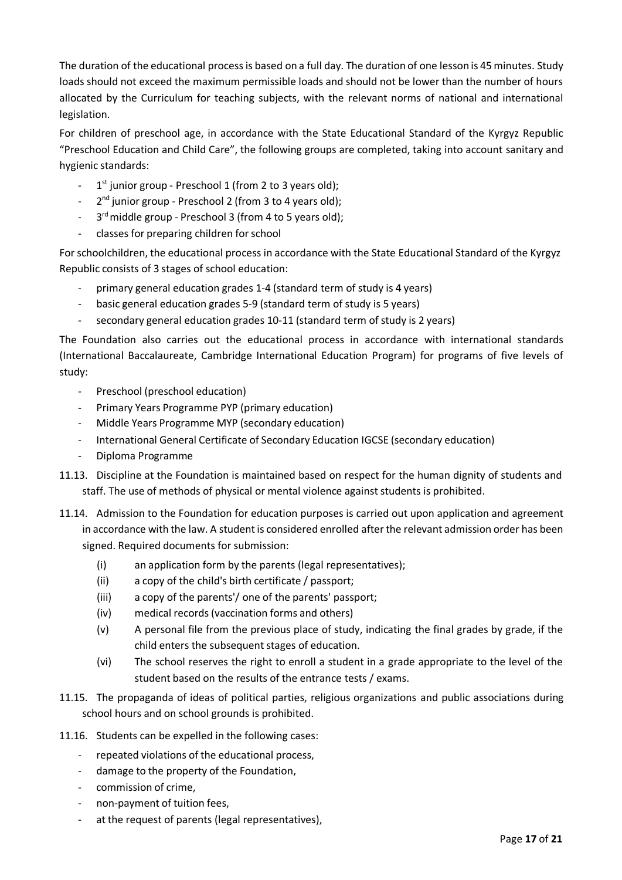The duration of the educational process is based on a full day. The duration of one lesson is 45 minutes. Study loads should not exceed the maximum permissible loads and should not be lower than the number of hours allocated by the Curriculum for teaching subjects, with the relevant norms of national and international legislation.

For children of preschool age, in accordance with the State Educational Standard of the Kyrgyz Republic "Preschool Education and Child Care", the following groups are completed, taking into account sanitary and hygienic standards:

- 1st junior group - Preschool 1 (from 2 to 3 years old);
- 2nd junior group - Preschool 2 (from 3 to 4 years old);
- 3rd middle group - Preschool 3 (from 4 to 5 years old);
- classes for preparing children for school

For schoolchildren, the educational process in accordance with the State Educational Standard of the Kyrgyz Republic consists of 3 stages of school education:

- primary general education grades 1-4 (standard term of study is 4 years)
- basic general education grades 5-9 (standard term of study is 5 years)
- secondary general education grades 10-11 (standard term of study is 2 years)

The Foundation also carries out the educational process in accordance with international standards (International Baccalaureate, Cambridge International Education Program) for programs of five levels of study:

- Preschool (preschool education)
- Primary Years Programme PYP (primary education)
- Middle Years Programme MYP (secondary education)
- International General Certificate of Secondary Education IGCSE (secondary education)
- Diploma Programme

11.13. Discipline at the Foundation is maintained based on respect for the human dignity of students and staff. The use of methods of physical or mental violence against students is prohibited.

11.14. Admission to the Foundation for education purposes is carried out upon application and agreement in accordance with the law. A student is considered enrolled after the relevant admission order has been signed. Required documents for submission:

- (i) an application form by the parents (legal representatives);
- (ii) a copy of the child's birth certificate / passport;
- (iii) a copy of the parents'/ one of the parents' passport;
- (iv) medical records (vaccination forms and others)
- (v) A personal file from the previous place of study, indicating the final grades by grade, if the child enters the subsequent stages of education.
- (vi) The school reserves the right to enroll a student in a grade appropriate to the level of the student based on the results of the entrance tests / exams.

11.15. The propaganda of ideas of political parties, religious organizations and public associations during school hours and on school grounds is prohibited.

11.16. Students can be expelled in the following cases:

- repeated violations of the educational process,
- damage to the property of the Foundation,
- commission of crime,
- non-payment of tuition fees,
- at the request of parents (legal representatives),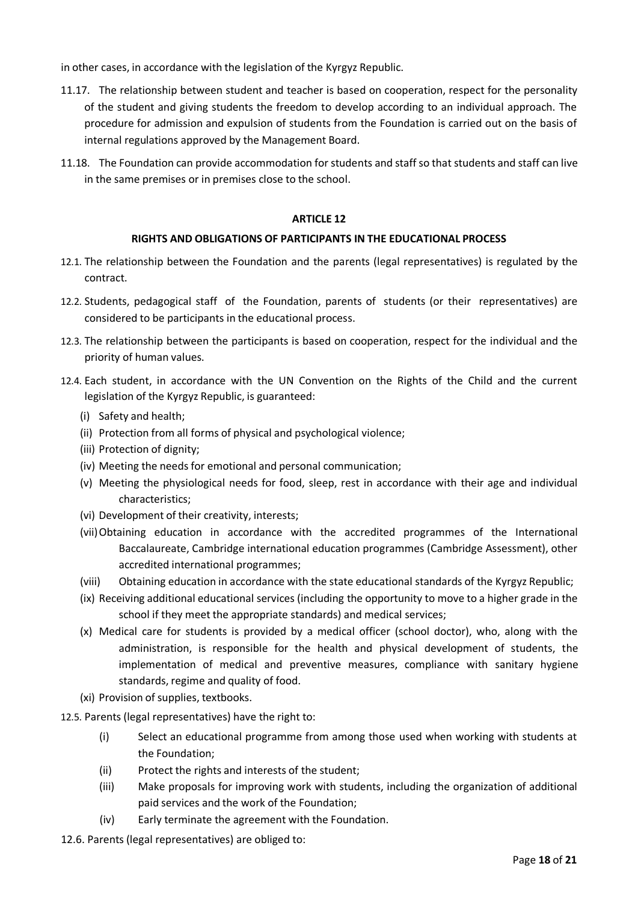in other cases, in accordance with the legislation of the Kyrgyz Republic.

11.17. The relationship between student and teacher is based on cooperation, respect for the personality of the student and giving students the freedom to develop according to an individual approach. The procedure for admission and expulsion of students from the Foundation is carried out on the basis of internal regulations approved by the Management Board.

11.18. The Foundation can provide accommodation for students and staff so that students and staff can live in the same premises or in premises close to the school.

## ARTICLE 12

## RIGHTS AND OBLIGATIONS OF PARTICIPANTS IN THE EDUCATIONAL PROCESS

12.1. The relationship between the Foundation and the parents (legal representatives) is regulated by the contract.

12.2. Students, pedagogical staff of the Foundation, parents of students (or their representatives) are considered to be participants in the educational process.

12.3. The relationship between the participants is based on cooperation, respect for the individual and the priority of human values.

12.4. Each student, in accordance with the UN Convention on the Rights of the Child and the current legislation of the Kyrgyz Republic, is guaranteed:

- (i) Safety and health;
- (ii) Protection from all forms of physical and psychological violence;
- (iii) Protection of dignity;
- (iv) Meeting the needs for emotional and personal communication;
- (v) Meeting the physiological needs for food, sleep, rest in accordance with their age and individual characteristics;
- (vi) Development of their creativity, interests;
- (vii) Obtaining education in accordance with the accredited programmes of the International Baccalaureate, Cambridge international education programmes (Cambridge Assessment), other accredited international programmes;
- (viii) Obtaining education in accordance with the state educational standards of the Kyrgyz Republic;
- (ix) Receiving additional educational services (including the opportunity to move to a higher grade in the school if they meet the appropriate standards) and medical services;
- (x) Medical care for students is provided by a medical officer (school doctor), who, along with the administration, is responsible for the health and physical development of students, the implementation of medical and preventive measures, compliance with sanitary hygiene standards, regime and quality of food.
- (xi) Provision of supplies, textbooks.

12.5. Parents (legal representatives) have the right to:

- (i) Select an educational programme from among those used when working with students at the Foundation;
- (ii) Protect the rights and interests of the student;
- (iii) Make proposals for improving work with students, including the organization of additional paid services and the work of the Foundation;
- (iv) Early terminate the agreement with the Foundation.

12.6. Parents (legal representatives) are obliged to: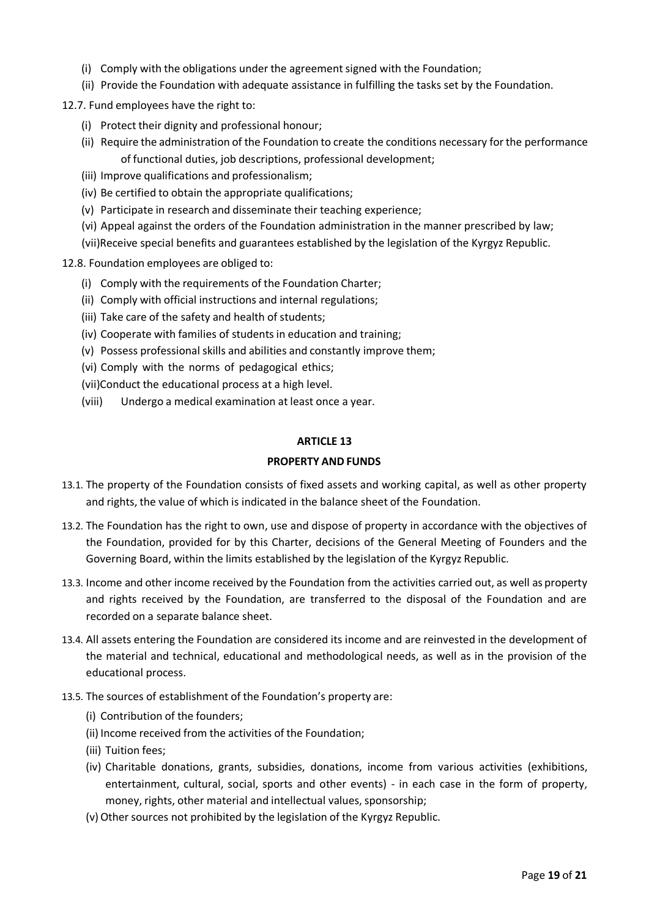(i) Comply with the obligations under the agreement signed with the Foundation;

(ii) Provide the Foundation with adequate assistance in fulfilling the tasks set by the Foundation.

12.7. Fund employees have the right to:

(i) Protect their dignity and professional honour;

(ii) Require the administration of the Foundation to create the conditions necessary for the performance of functional duties, job descriptions, professional development;

(iii) Improve qualifications and professionalism;

(iv) Be certified to obtain the appropriate qualifications;

(v) Participate in research and disseminate their teaching experience;

(vi) Appeal against the orders of the Foundation administration in the manner prescribed by law;

(vii)Receive special benefits and guarantees established by the legislation of the Kyrgyz Republic.

12.8. Foundation employees are obliged to:

(i) Comply with the requirements of the Foundation Charter;

(ii) Comply with official instructions and internal regulations;

(iii) Take care of the safety and health of students;

(iv) Cooperate with families of students in education and training;

(v) Possess professional skills and abilities and constantly improve them;

(vi) Comply with the norms of pedagogical ethics;

(vii)Conduct the educational process at a high level.

(viii) Undergo a medical examination at least once a year.

## ARTICLE 13

## PROPERTY AND FUNDS

13.1. The property of the Foundation consists of fixed assets and working capital, as well as other property and rights, the value of which is indicated in the balance sheet of the Foundation.

13.2. The Foundation has the right to own, use and dispose of property in accordance with the objectives of the Foundation, provided for by this Charter, decisions of the General Meeting of Founders and the Governing Board, within the limits established by the legislation of the Kyrgyz Republic.

13.3. Income and other income received by the Foundation from the activities carried out, as well as property and rights received by the Foundation, are transferred to the disposal of the Foundation and are recorded on a separate balance sheet.

13.4. All assets entering the Foundation are considered its income and are reinvested in the development of the material and technical, educational and methodological needs, as well as in the provision of the educational process.

13.5. The sources of establishment of the Foundation's property are:

(i) Contribution of the founders;

(ii) Income received from the activities of the Foundation;

(iii) Tuition fees;

(iv) Charitable donations, grants, subsidies, donations, income from various activities (exhibitions, entertainment, cultural, social, sports and other events) - in each case in the form of property, money, rights, other material and intellectual values, sponsorship;

(v) Other sources not prohibited by the legislation of the Kyrgyz Republic.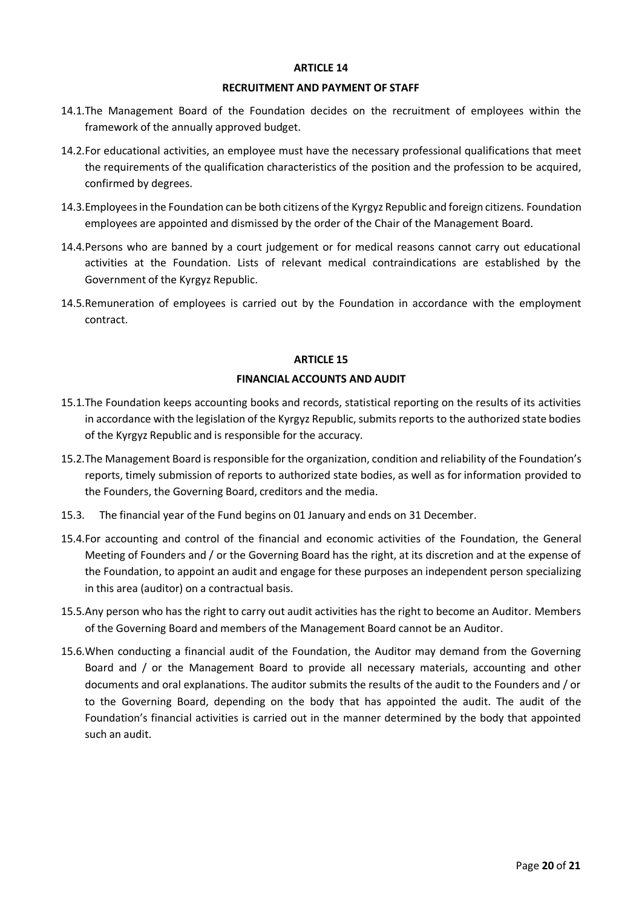## ARTICLE 14

## RECRUITMENT AND PAYMENT OF STAFF

14.1. The Management Board of the Foundation decides on the recruitment of employees within the framework of the annually approved budget.

14.2. For educational activities, an employee must have the necessary professional qualifications that meet the requirements of the qualification characteristics of the position and the profession to be acquired, confirmed by degrees.

14.3. Employees in the Foundation can be both citizens of the Kyrgyz Republic and foreign citizens. Foundation employees are appointed and dismissed by the order of the Chair of the Management Board.

14.4. Persons who are banned by a court judgement or for medical reasons cannot carry out educational activities at the Foundation. Lists of relevant medical contraindications are established by the Government of the Kyrgyz Republic.

14.5. Remuneration of employees is carried out by the Foundation in accordance with the employment contract.

## ARTICLE 15

## FINANCIAL ACCOUNTS AND AUDIT

15.1. The Foundation keeps accounting books and records, statistical reporting on the results of its activities in accordance with the legislation of the Kyrgyz Republic, submits reports to the authorized state bodies of the Kyrgyz Republic and is responsible for the accuracy.

15.2. The Management Board is responsible for the organization, condition and reliability of the Foundation's reports, timely submission of reports to authorized state bodies, as well as for information provided to the Founders, the Governing Board, creditors and the media.

15.3. The financial year of the Fund begins on 01 January and ends on 31 December.

15.4. For accounting and control of the financial and economic activities of the Foundation, the General Meeting of Founders and / or the Governing Board has the right, at its discretion and at the expense of the Foundation, to appoint an audit and engage for these purposes an independent person specializing in this area (auditor) on a contractual basis.

15.5. Any person who has the right to carry out audit activities has the right to become an Auditor. Members of the Governing Board and members of the Management Board cannot be an Auditor.

15.6. When conducting a financial audit of the Foundation, the Auditor may demand from the Governing Board and / or the Management Board to provide all necessary materials, accounting and other documents and oral explanations. The auditor submits the results of the audit to the Founders and / or to the Governing Board, depending on the body that has appointed the audit. The audit of the Foundation's financial activities is carried out in the manner determined by the body that appointed such an audit.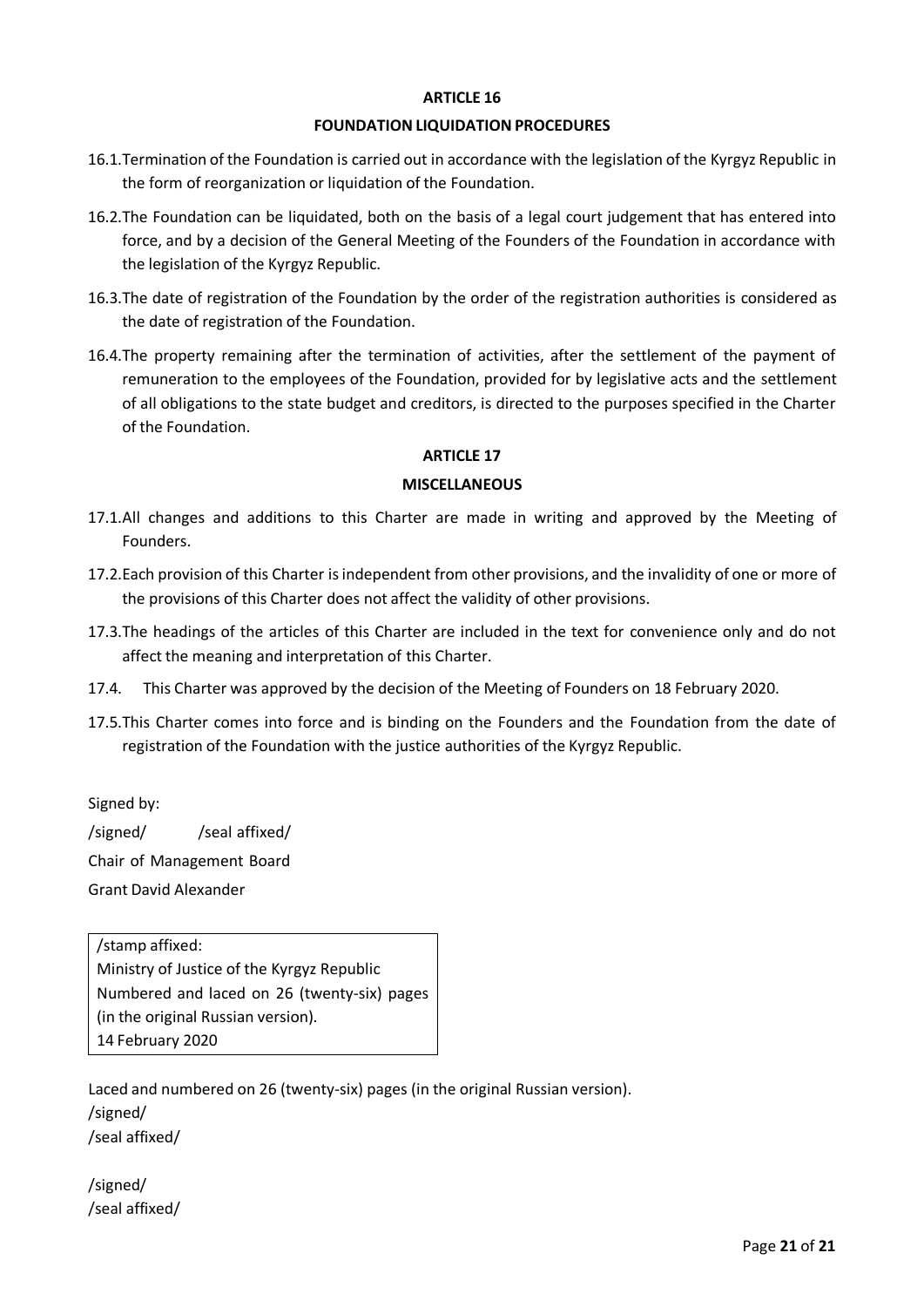## ARTICLE 16

## FOUNDATION LIQUIDATION PROCEDURES

16.1. Termination of the Foundation is carried out in accordance with the legislation of the Kyrgyz Republic in the form of reorganization or liquidation of the Foundation.

16.2. The Foundation can be liquidated, both on the basis of a legal court judgement that has entered into force, and by a decision of the General Meeting of the Founders of the Foundation in accordance with the legislation of the Kyrgyz Republic.

16.3. The date of registration of the Foundation by the order of the registration authorities is considered as the date of registration of the Foundation.

16.4. The property remaining after the termination of activities, after the settlement of the payment of remuneration to the employees of the Foundation, provided for by legislative acts and the settlement of all obligations to the state budget and creditors, is directed to the purposes specified in the Charter of the Foundation.

## ARTICLE 17

## MISCELLANEOUS

17.1. All changes and additions to this Charter are made in writing and approved by the Meeting of Founders.

17.2. Each provision of this Charter is independent from other provisions, and the invalidity of one or more of the provisions of this Charter does not affect the validity of other provisions.

17.3. The headings of the articles of this Charter are included in the text for convenience only and do not affect the meaning and interpretation of this Charter.

17.4. This Charter was approved by the decision of the Meeting of Founders on 18 February 2020.

17.5. This Charter comes into force and is binding on the Founders and the Foundation from the date of registration of the Foundation with the justice authorities of the Kyrgyz Republic.

Signed by:

/signed/ /seal affixed/

Chair of Management Board

Grant David Alexander

/stamp affixed:
Ministry of Justice of the Kyrgyz Republic
Numbered and laced on 26 (twenty-six) pages (in the original Russian version).
14 February 2020

Laced and numbered on 26 (twenty-six) pages (in the original Russian version).
/signed/
/seal affixed/

/signed/
/seal affixed/